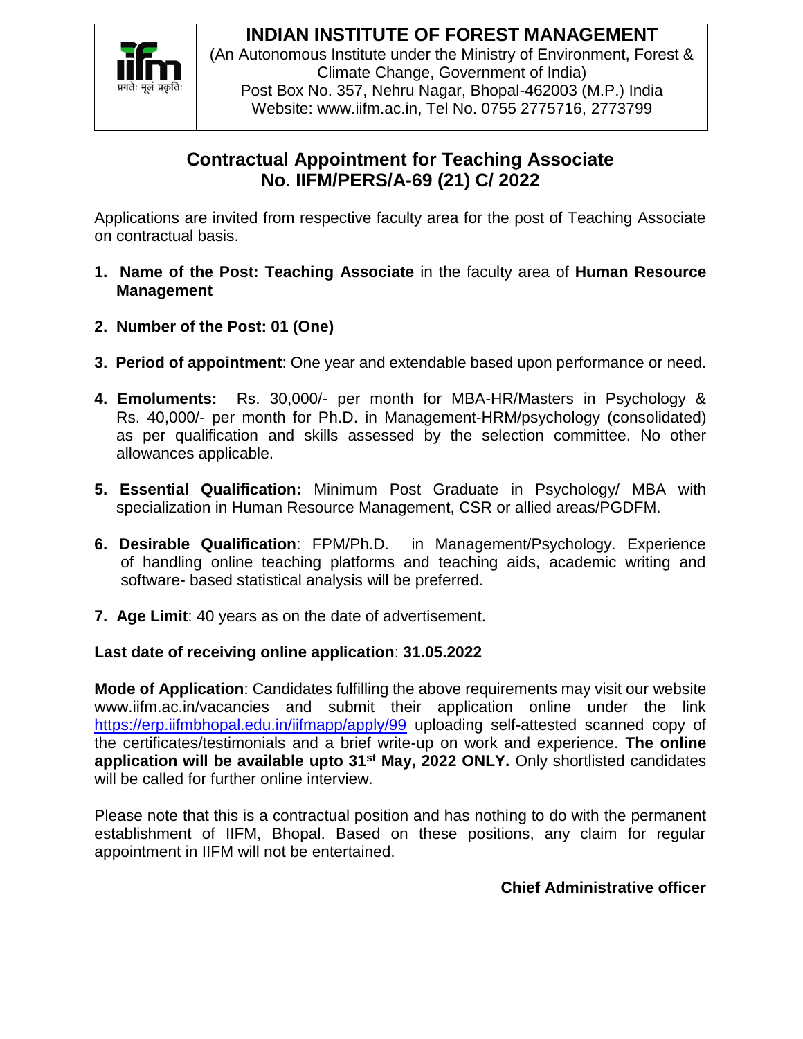# INDIAN INSTITUTE OF FOREST MANAGEMENT

(An Autonomous Institute under the Ministry of Environment, Forest & Climate Change, Government of India)
Post Box No. 357, Nehru Nagar, Bhopal-462003 (M.P.) India
Website: www.iifm.ac.in, Tel No. 0755 2775716, 2773799

## Contractual Appointment for Teaching Associate
## No. IIFM/PERS/A-69 (21) C/ 2022

Applications are invited from respective faculty area for the post of Teaching Associate on contractual basis.

1. **Name of the Post: Teaching Associate** in the faculty area of **Human Resource Management**
2. **Number of the Post: 01 (One)**
3. **Period of appointment**: One year and extendable based upon performance or need.
4. **Emoluments:** Rs. 30,000/- per month for MBA-HR/Masters in Psychology & Rs. 40,000/- per month for Ph.D. in Management-HRM/psychology (consolidated) as per qualification and skills assessed by the selection committee. No other allowances applicable.
5. **Essential Qualification:** Minimum Post Graduate in Psychology/ MBA with specialization in Human Resource Management, CSR or allied areas/PGDFM.
6. **Desirable Qualification**: FPM/Ph.D. in Management/Psychology. Experience of handling online teaching platforms and teaching aids, academic writing and software- based statistical analysis will be preferred.
7. **Age Limit**: 40 years as on the date of advertisement.

**Last date of receiving online application**: **31.05.2022**

**Mode of Application**: Candidates fulfilling the above requirements may visit our website www.iifm.ac.in/vacancies and submit their application online under the link https://erp.iifmbhopal.edu.in/iifmapp/apply/99 uploading self-attested scanned copy of the certificates/testimonials and a brief write-up on work and experience. **The online application will be available upto 31st May, 2022 ONLY.** Only shortlisted candidates will be called for further online interview.

Please note that this is a contractual position and has nothing to do with the permanent establishment of IIFM, Bhopal. Based on these positions, any claim for regular appointment in IIFM will not be entertained.

**Chief Administrative officer**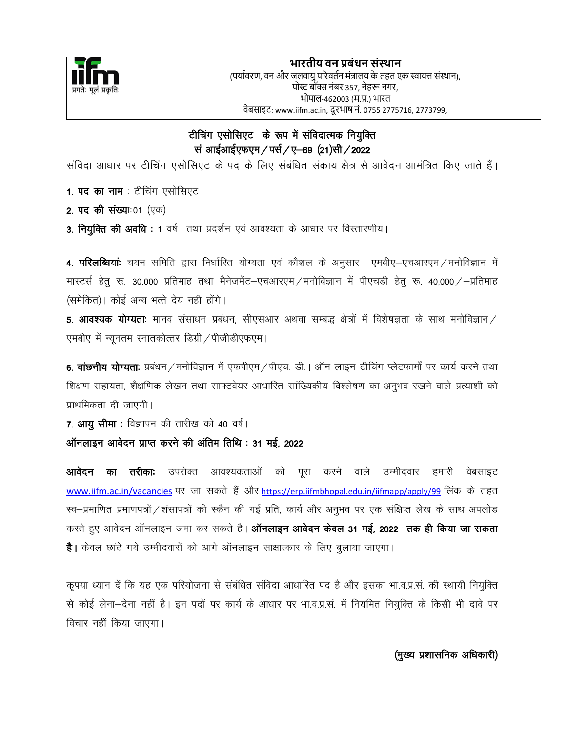**भारतीय वन प्रबंधन संस्थान**
(पर्यावरण, वन और जलवायु परिवर्तन मंत्रालय के तहत एक स्वायत्त संस्थान),
पोस्ट बॉक्स नंबर 357, नेहरू नगर,
भोपाल-462003 (म.प्र.) भारत
वेबसाइट: www.iifm.ac.in, दूरभाष नं. 0755 2775716, 2773799,

## टीचिंग एसोसिएट के रूप में संविदात्मक नियुक्ति
## सं आईआईएफएम/पर्स/ए–69 (21)सी/2022

संविदा आधार पर टीचिंग एसोसिएट के पद के लिए संबंधित संकाय क्षेत्र से आवेदन आमंत्रित किए जाते हैं।

**1. पद का नाम** : टीचिंग एसोसिएट

**2. पद की संख्या**: 01 (एक)

**3. नियुक्ति की अवधि** : 1 वर्ष तथा प्रदर्शन एवं आवश्यता के आधार पर विस्तारणीय।

**4. परिलब्धियां**: चयन समिति द्वारा निर्धारित योग्यता एवं कौशल के अनुसार एमबीए–एचआरएम/मनोविज्ञान में मास्टर्स हेतु रू. 30,000 प्रतिमाह तथा मैनेजमेंट–एचआरएम/मनोविज्ञान में पीएचडी हेतु रू. 40,000/–प्रतिमाह (समेकित)। कोई अन्य भत्ते देय नही होंगे।

**5. आवश्यक योग्यता**: मानव संसाधन प्रबंधन, सीएसआर अथवा सम्बद्ध क्षेत्रों में विशेषज्ञता के साथ मनोविज्ञान/एमबीए में न्यूनतम स्नातकोत्तर डिग्री/पीजीडीएफएम।

**6. वांछनीय योग्यता**: प्रबंधन/मनोविज्ञान में एफपीएम/पीएच. डी.। ऑन लाइन टीचिंग प्लेटफार्मों पर कार्य करने तथा शिक्षण सहायता, शैक्षणिक लेखन तथा साफ्टवेयर आधारित सांख्यिकीय विश्लेषण का अनुभव रखने वाले प्रत्याशी को प्राथमिकता दी जाएगी।

**7. आयु सीमा** : विज्ञापन की तारीख को 40 वर्ष।

**ऑनलाइन आवेदन प्राप्त करने की अंतिम तिथि : 31 मई, 2022**

**आवेदन का तरीका**: उपरोक्त आवश्यकताओं को पूरा करने वाले उम्मीदवार हमारी वेबसाइट www.iifm.ac.in/vacancies पर जा सकते हैं और https://erp.iifmbhopal.edu.in/iifmapp/apply/99 लिंक के तहत स्व–प्रमाणित प्रमाणपत्रों/शंसापत्रों की स्कैन की गई प्रति, कार्य और अनुभव पर एक संक्षिप्त लेख के साथ अपलोड करते हुए आवेदन ऑनलाइन जमा कर सकते है। **ऑनलाइन आवेदन केवल 31 मई, 2022 तक ही किया जा सकता है।** केवल छांटे गये उम्मीदवारों को आगे ऑनलाइन साक्षात्कार के लिए बुलाया जाएगा।

कृपया ध्यान दें कि यह एक परियोजना से संबंधित संविदा आधारित पद है और इसका भा.व.प्र.सं. की स्थायी नियुक्ति से कोई लेना–देना नहीं है। इन पदों पर कार्य के आधार पर भा.व.प्र.सं. में नियमित नियुक्ति के किसी भी दावे पर विचार नहीं किया जाएगा।

**(मुख्य प्रशासनिक अधिकारी)**